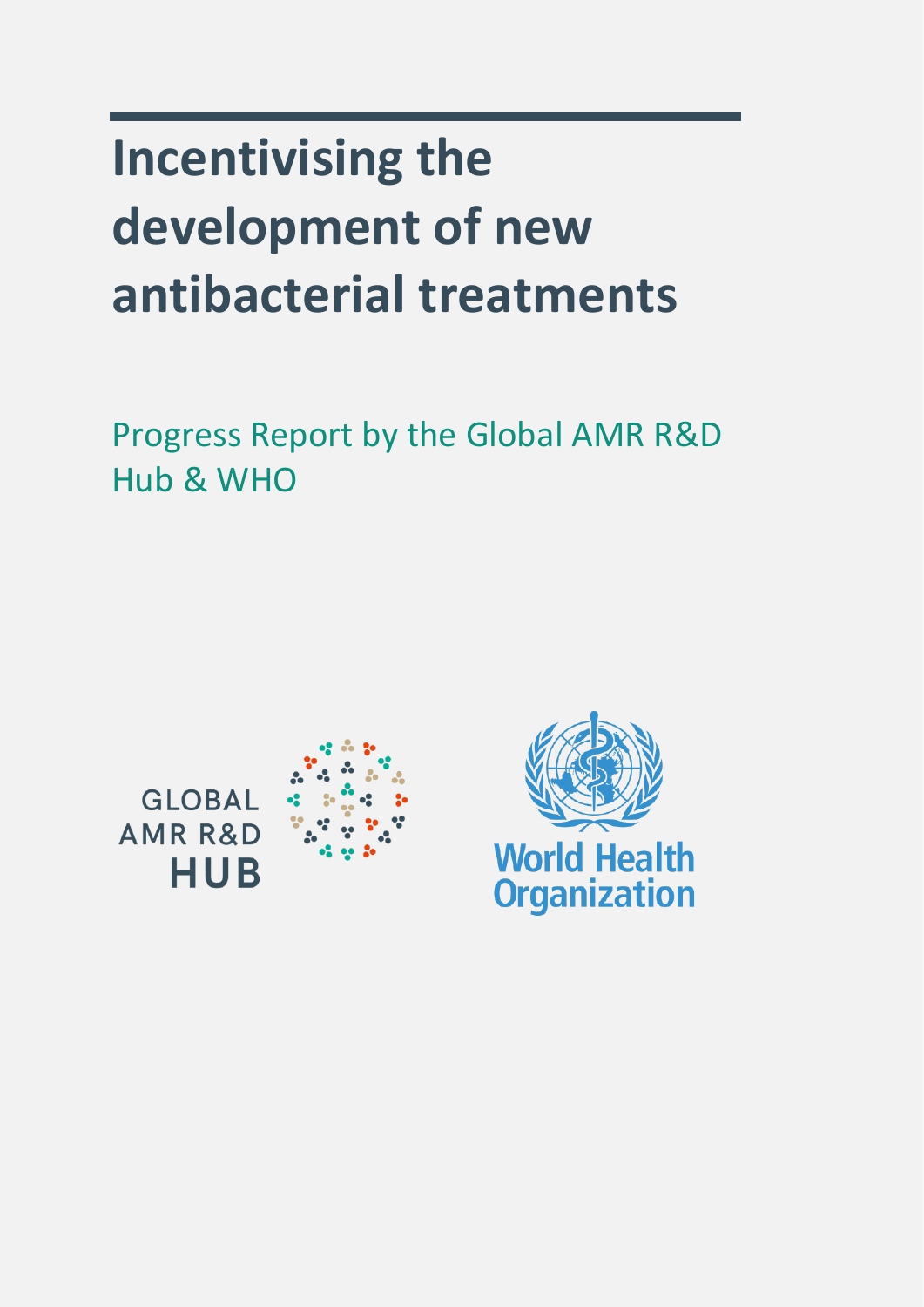# Incentivising the development of new antibacterial treatments

Progress Report by the Global AMR R&D Hub & WHO

GLOBAL AMR R&D HUB

World Health Organization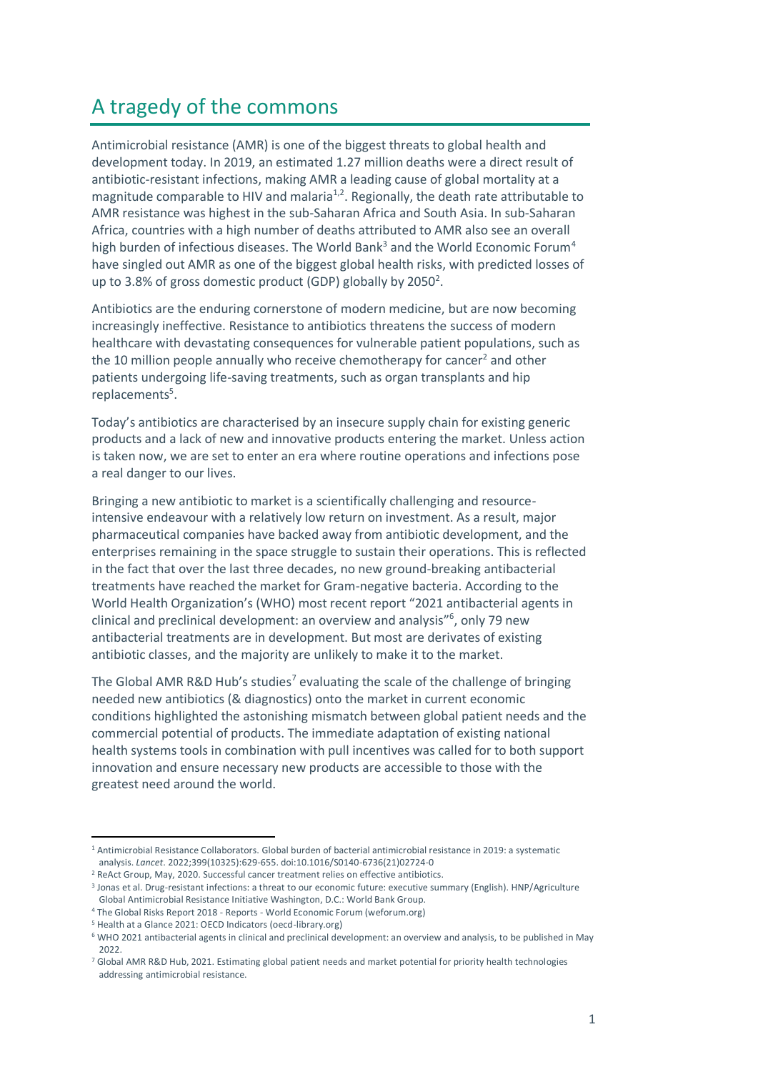## A tragedy of the commons

Antimicrobial resistance (AMR) is one of the biggest threats to global health and development today. In 2019, an estimated 1.27 million deaths were a direct result of antibiotic-resistant infections, making AMR a leading cause of global mortality at a magnitude comparable to HIV and malaria[1,2]. Regionally, the death rate attributable to AMR resistance was highest in the sub-Saharan Africa and South Asia. In sub-Saharan Africa, countries with a high number of deaths attributed to AMR also see an overall high burden of infectious diseases. The World Bank[3] and the World Economic Forum[4] have singled out AMR as one of the biggest global health risks, with predicted losses of up to 3.8% of gross domestic product (GDP) globally by 2050[2].

Antibiotics are the enduring cornerstone of modern medicine, but are now becoming increasingly ineffective. Resistance to antibiotics threatens the success of modern healthcare with devastating consequences for vulnerable patient populations, such as the 10 million people annually who receive chemotherapy for cancer[2] and other patients undergoing life-saving treatments, such as organ transplants and hip replacements[5].

Today's antibiotics are characterised by an insecure supply chain for existing generic products and a lack of new and innovative products entering the market. Unless action is taken now, we are set to enter an era where routine operations and infections pose a real danger to our lives.

Bringing a new antibiotic to market is a scientifically challenging and resource-intensive endeavour with a relatively low return on investment. As a result, major pharmaceutical companies have backed away from antibiotic development, and the enterprises remaining in the space struggle to sustain their operations. This is reflected in the fact that over the last three decades, no new ground-breaking antibacterial treatments have reached the market for Gram-negative bacteria. According to the World Health Organization's (WHO) most recent report "2021 antibacterial agents in clinical and preclinical development: an overview and analysis"[6], only 79 new antibacterial treatments are in development. But most are derivates of existing antibiotic classes, and the majority are unlikely to make it to the market.

The Global AMR R&D Hub's studies[7] evaluating the scale of the challenge of bringing needed new antibiotics (& diagnostics) onto the market in current economic conditions highlighted the astonishing mismatch between global patient needs and the commercial potential of products. The immediate adaptation of existing national health systems tools in combination with pull incentives was called for to both support innovation and ensure necessary new products are accessible to those with the greatest need around the world.

---

[1] Antimicrobial Resistance Collaborators. Global burden of bacterial antimicrobial resistance in 2019: a systematic analysis. *Lancet*. 2022;399(10325):629-655. doi:10.1016/S0140-6736(21)02724-0

[2] ReAct Group, May, 2020. Successful cancer treatment relies on effective antibiotics.

[3] Jonas et al. Drug-resistant infections: a threat to our economic future: executive summary (English). HNP/Agriculture Global Antimicrobial Resistance Initiative Washington, D.C.: World Bank Group.

[4] The Global Risks Report 2018 - Reports - World Economic Forum (weforum.org)

[5] Health at a Glance 2021: OECD Indicators (oecd-library.org)

[6] WHO 2021 antibacterial agents in clinical and preclinical development: an overview and analysis, to be published in May 2022.

[7] Global AMR R&D Hub, 2021. Estimating global patient needs and market potential for priority health technologies addressing antimicrobial resistance.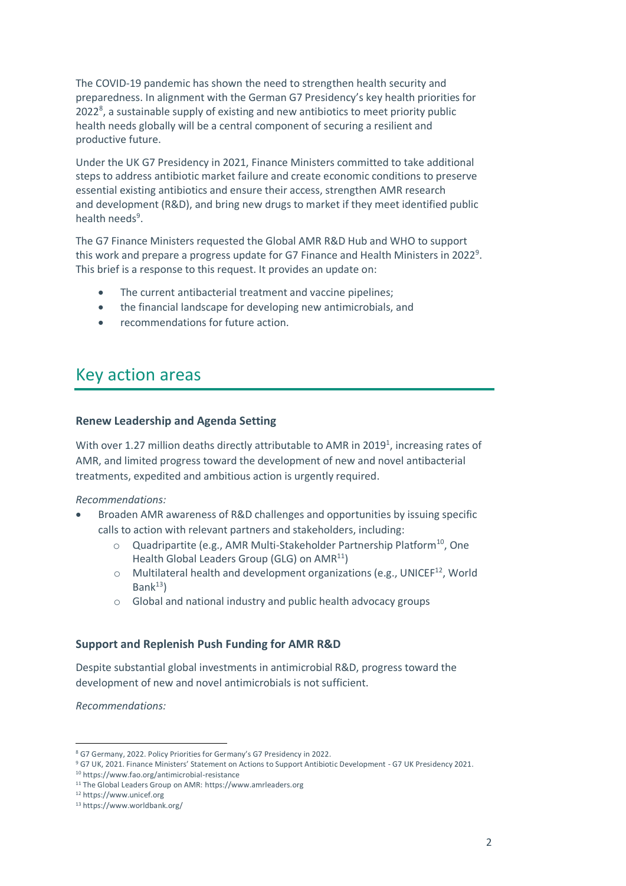The COVID-19 pandemic has shown the need to strengthen health security and preparedness. In alignment with the German G7 Presidency's key health priorities for 2022[8], a sustainable supply of existing and new antibiotics to meet priority public health needs globally will be a central component of securing a resilient and productive future.

Under the UK G7 Presidency in 2021, Finance Ministers committed to take additional steps to address antibiotic market failure and create economic conditions to preserve essential existing antibiotics and ensure their access, strengthen AMR research and development (R&D), and bring new drugs to market if they meet identified public health needs[9].

The G7 Finance Ministers requested the Global AMR R&D Hub and WHO to support this work and prepare a progress update for G7 Finance and Health Ministers in 2022[9]. This brief is a response to this request. It provides an update on:

- The current antibacterial treatment and vaccine pipelines;
- the financial landscape for developing new antimicrobials, and
- recommendations for future action.

# Key action areas

### Renew Leadership and Agenda Setting

With over 1.27 million deaths directly attributable to AMR in 2019[1], increasing rates of AMR, and limited progress toward the development of new and novel antibacterial treatments, expedited and ambitious action is urgently required.

*Recommendations:*

- Broaden AMR awareness of R&D challenges and opportunities by issuing specific calls to action with relevant partners and stakeholders, including:
  - Quadripartite (e.g., AMR Multi-Stakeholder Partnership Platform[10], One Health Global Leaders Group (GLG) on AMR[11])
  - Multilateral health and development organizations (e.g., UNICEF[12], World Bank[13])
  - Global and national industry and public health advocacy groups

### Support and Replenish Push Funding for AMR R&D

Despite substantial global investments in antimicrobial R&D, progress toward the development of new and novel antimicrobials is not sufficient.

*Recommendations:*

---

[8] G7 Germany, 2022. Policy Priorities for Germany's G7 Presidency in 2022.
[9] G7 UK, 2021. Finance Ministers' Statement on Actions to Support Antibiotic Development - G7 UK Presidency 2021.
[10] https://www.fao.org/antimicrobial-resistance
[11] The Global Leaders Group on AMR: https://www.amrleaders.org
[12] https://www.unicef.org
[13] https://www.worldbank.org/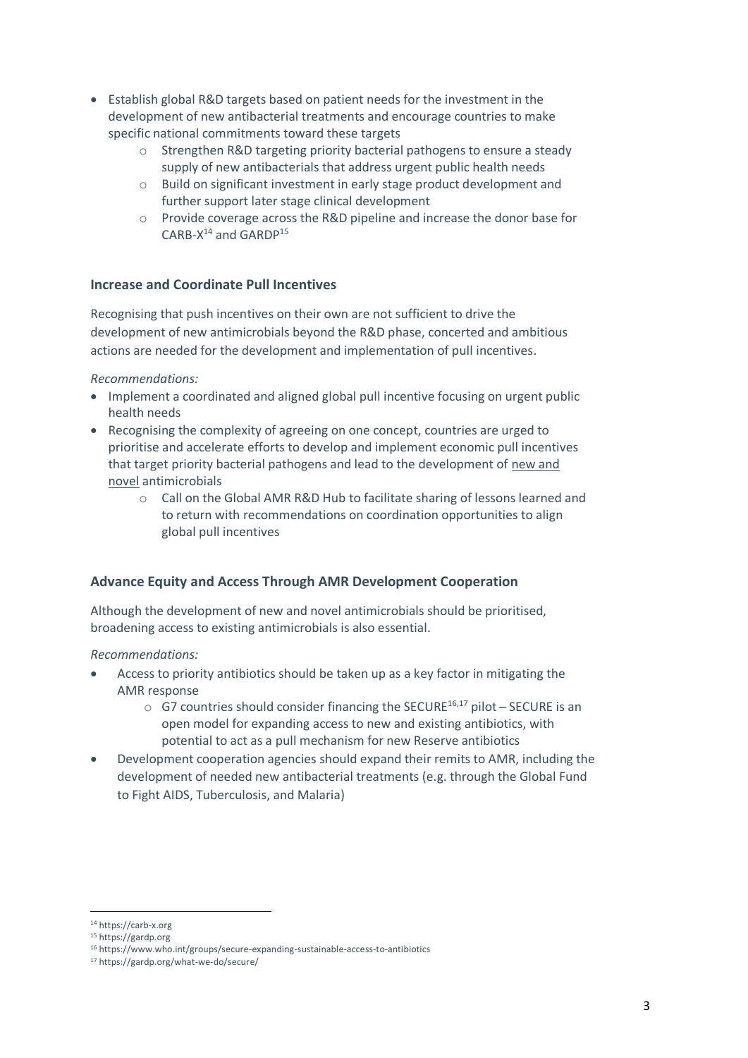- Establish global R&D targets based on patient needs for the investment in the development of new antibacterial treatments and encourage countries to make specific national commitments toward these targets
  - Strengthen R&D targeting priority bacterial pathogens to ensure a steady supply of new antibacterials that address urgent public health needs
  - Build on significant investment in early stage product development and further support later stage clinical development
  - Provide coverage across the R&D pipeline and increase the donor base for CARB-X[14] and GARDP[15]

### Increase and Coordinate Pull Incentives

Recognising that push incentives on their own are not sufficient to drive the development of new antimicrobials beyond the R&D phase, concerted and ambitious actions are needed for the development and implementation of pull incentives.

*Recommendations:*

- Implement a coordinated and aligned global pull incentive focusing on urgent public health needs
- Recognising the complexity of agreeing on one concept, countries are urged to prioritise and accelerate efforts to develop and implement economic pull incentives that target priority bacterial pathogens and lead to the development of <u>new and novel</u> antimicrobials
  - Call on the Global AMR R&D Hub to facilitate sharing of lessons learned and to return with recommendations on coordination opportunities to align global pull incentives

### Advance Equity and Access Through AMR Development Cooperation

Although the development of new and novel antimicrobials should be prioritised, broadening access to existing antimicrobials is also essential.

*Recommendations:*

- Access to priority antibiotics should be taken up as a key factor in mitigating the AMR response
  - G7 countries should consider financing the SECURE[16,17] pilot – SECURE is an open model for expanding access to new and existing antibiotics, with potential to act as a pull mechanism for new Reserve antibiotics
- Development cooperation agencies should expand their remits to AMR, including the development of needed new antibacterial treatments (e.g. through the Global Fund to Fight AIDS, Tuberculosis, and Malaria)

---

[14] https://carb-x.org

[15] https://gardp.org

[16] https://www.who.int/groups/secure-expanding-sustainable-access-to-antibiotics

[17] https://gardp.org/what-we-do/secure/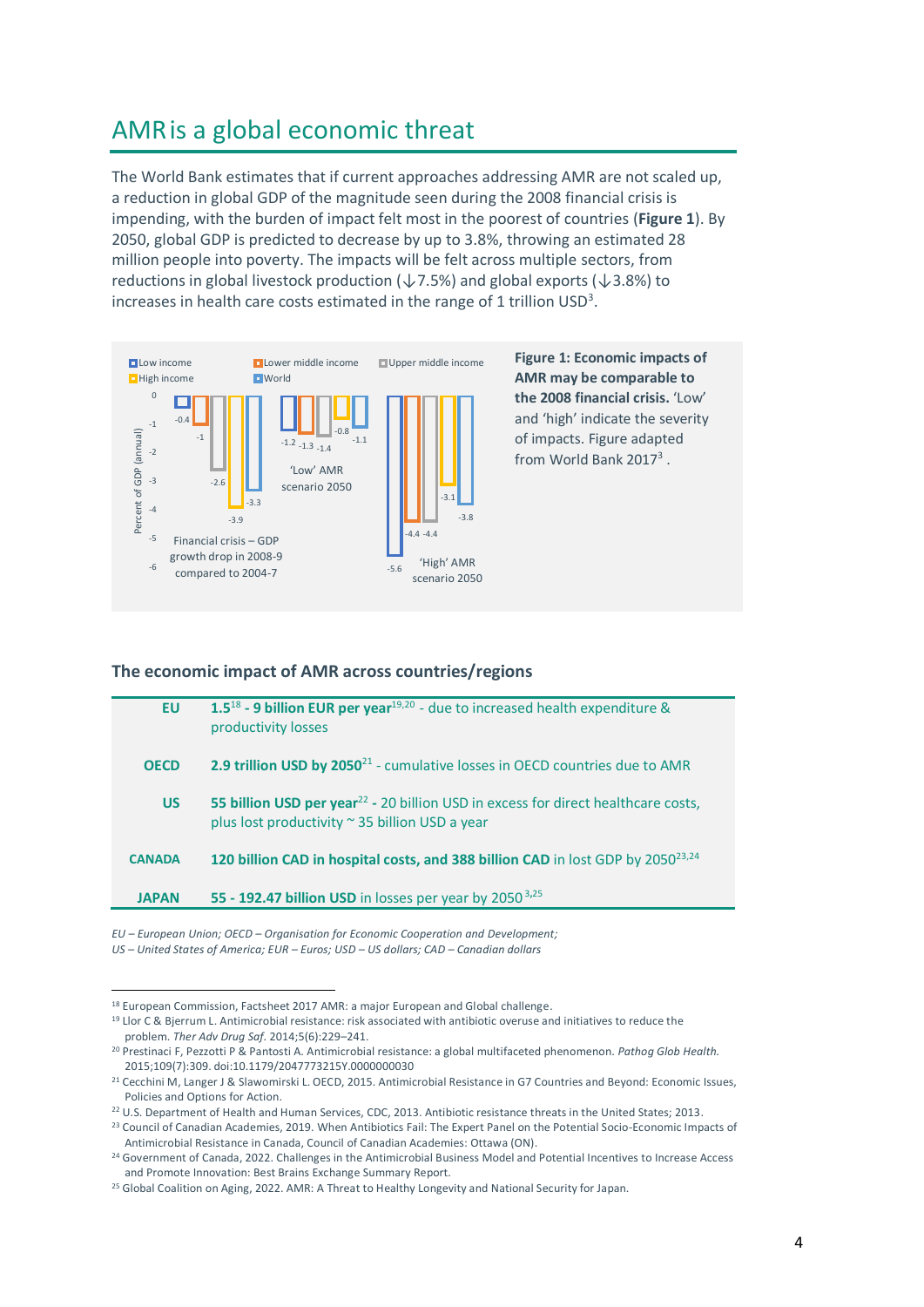# AMR is a global economic threat

The World Bank estimates that if current approaches addressing AMR are not scaled up, a reduction in global GDP of the magnitude seen during the 2008 financial crisis is impending, with the burden of impact felt most in the poorest of countries (**Figure 1**). By 2050, global GDP is predicted to decrease by up to 3.8%, throwing an estimated 28 million people into poverty. The impacts will be felt across multiple sectors, from reductions in global livestock production (↓7.5%) and global exports (↓3.8%) to increases in health care costs estimated in the range of 1 trillion USD[3].

| | Low income | Lower middle income | Upper middle income | High income | World |
|---|---|---|---|---|---|
| Financial crisis – GDP growth drop in 2008-9 compared to 2004-7 | -0.4 | -1 | -2.6 | -3.9 | -3.3 |
| 'Low' AMR scenario 2050 | -1.2 | -1.3 | -1.4 | -0.8 | -1.1 |
| 'High' AMR scenario 2050 | -5.6 | -4.4 | -4.4 | -3.1 | -3.8 |

Percent of GDP (annual)

**Figure 1: Economic impacts of AMR may be comparable to the 2008 financial crisis.** 'Low' and 'high' indicate the severity of impacts. Figure adapted from World Bank 2017[3].

## The economic impact of AMR across countries/regions

| | |
|---|---|
| **EU** | **1.5[18] - 9 billion EUR per year**[19,20] - due to increased health expenditure & productivity losses |
| **OECD** | **2.9 trillion USD by 2050**[21] - cumulative losses in OECD countries due to AMR |
| **US** | **55 billion USD per year**[22] **-** 20 billion USD in excess for direct healthcare costs, plus lost productivity ~ 35 billion USD a year |
| **CANADA** | **120 billion CAD in hospital costs, and 388 billion CAD** in lost GDP by 2050[23,24] |
| **JAPAN** | **55 - 192.47 billion USD** in losses per year by 2050[3,25] |

*EU – European Union; OECD – Organisation for Economic Cooperation and Development; US – United States of America; EUR – Euros; USD – US dollars; CAD – Canadian dollars*

[18] European Commission, Factsheet 2017 AMR: a major European and Global challenge.
[19] Llor C & Bjerrum L. Antimicrobial resistance: risk associated with antibiotic overuse and initiatives to reduce the problem. *Ther Adv Drug Saf*. 2014;5(6):229–241.
[20] Prestinaci F, Pezzotti P & Pantosti A. Antimicrobial resistance: a global multifaceted phenomenon. *Pathog Glob Health*. 2015;109(7):309. doi:10.1179/2047773215Y.0000000030
[21] Cecchini M, Langer J & Slawomirski L. OECD, 2015. Antimicrobial Resistance in G7 Countries and Beyond: Economic Issues, Policies and Options for Action.
[22] U.S. Department of Health and Human Services, CDC, 2013. Antibiotic resistance threats in the United States; 2013.
[23] Council of Canadian Academies, 2019. When Antibiotics Fail: The Expert Panel on the Potential Socio-Economic Impacts of Antimicrobial Resistance in Canada, Council of Canadian Academies: Ottawa (ON).
[24] Government of Canada, 2022. Challenges in the Antimicrobial Business Model and Potential Incentives to Increase Access and Promote Innovation: Best Brains Exchange Summary Report.
[25] Global Coalition on Aging, 2022. AMR: A Threat to Healthy Longevity and National Security for Japan.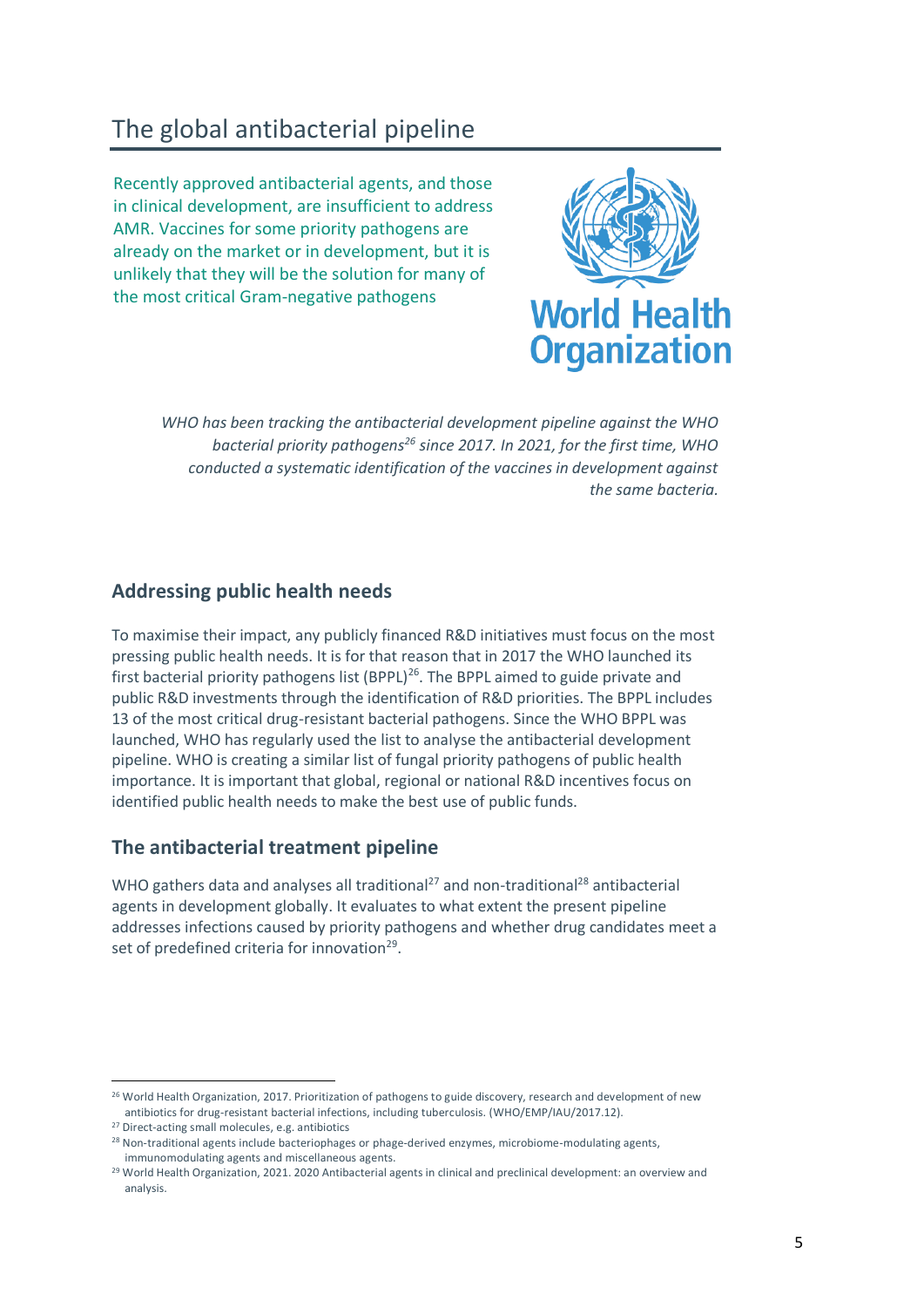# The global antibacterial pipeline

Recently approved antibacterial agents, and those in clinical development, are insufficient to address AMR. Vaccines for some priority pathogens are already on the market or in development, but it is unlikely that they will be the solution for many of the most critical Gram-negative pathogens

*WHO has been tracking the antibacterial development pipeline against the WHO bacterial priority pathogens[26] since 2017. In 2021, for the first time, WHO conducted a systematic identification of the vaccines in development against the same bacteria.*

## Addressing public health needs

To maximise their impact, any publicly financed R&D initiatives must focus on the most pressing public health needs. It is for that reason that in 2017 the WHO launched its first bacterial priority pathogens list (BPPL)[26]. The BPPL aimed to guide private and public R&D investments through the identification of R&D priorities. The BPPL includes 13 of the most critical drug-resistant bacterial pathogens. Since the WHO BPPL was launched, WHO has regularly used the list to analyse the antibacterial development pipeline. WHO is creating a similar list of fungal priority pathogens of public health importance. It is important that global, regional or national R&D incentives focus on identified public health needs to make the best use of public funds.

## The antibacterial treatment pipeline

WHO gathers data and analyses all traditional[27] and non-traditional[28] antibacterial agents in development globally. It evaluates to what extent the present pipeline addresses infections caused by priority pathogens and whether drug candidates meet a set of predefined criteria for innovation[29].

---

[26] World Health Organization, 2017. Prioritization of pathogens to guide discovery, research and development of new antibiotics for drug-resistant bacterial infections, including tuberculosis. (WHO/EMP/IAU/2017.12).

[27] Direct-acting small molecules, e.g. antibiotics

[28] Non-traditional agents include bacteriophages or phage-derived enzymes, microbiome-modulating agents, immunomodulating agents and miscellaneous agents.

[29] World Health Organization, 2021. 2020 Antibacterial agents in clinical and preclinical development: an overview and analysis.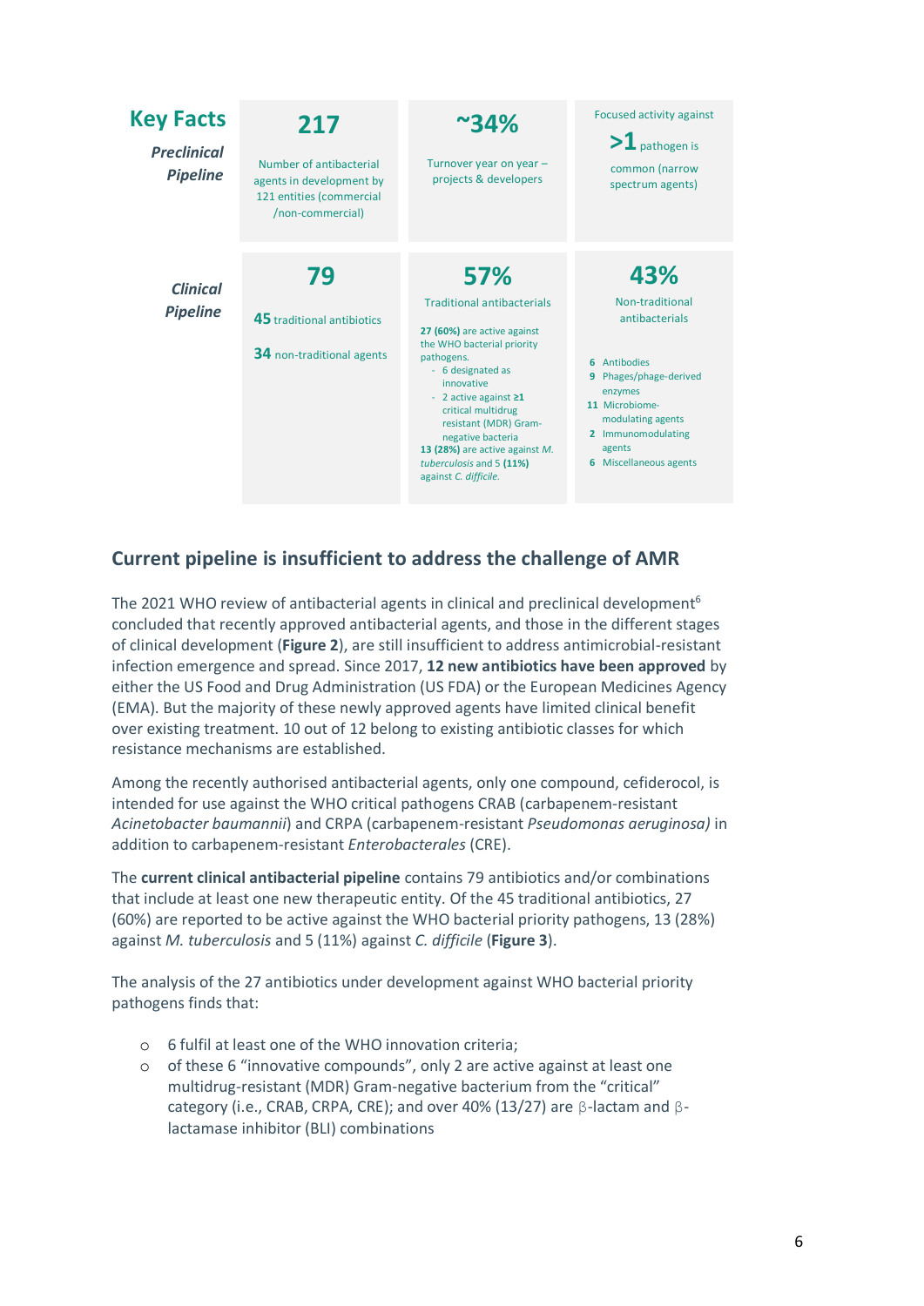## Key Facts

| | | | |
|---|---|---|---|
| ***Preclinical Pipeline*** | **217** Number of antibacterial agents in development by 121 entities (commercial /non-commercial) | **~34%** Turnover year on year – projects & developers | Focused activity against **>1** pathogen is common (narrow spectrum agents) |
| ***Clinical Pipeline*** | **79** — **45** traditional antibiotics; **34** non-traditional agents | **57%** Traditional antibacterials — **27 (60%)** are active against the WHO bacterial priority pathogens. - 6 designated as innovative - 2 active against **≥1** critical multidrug resistant (MDR) Gram-negative bacteria. **13 (28%)** are active against *M. tuberculosis* and 5 **(11%)** against *C. difficile.* | **43%** Non-traditional antibacterials — **6** Antibodies; **9** Phages/phage-derived enzymes; **11** Microbiome-modulating agents; **2** Immunomodulating agents; **6** Miscellaneous agents |

## Current pipeline is insufficient to address the challenge of AMR

The 2021 WHO review of antibacterial agents in clinical and preclinical development[6] concluded that recently approved antibacterial agents, and those in the different stages of clinical development (**Figure 2**), are still insufficient to address antimicrobial-resistant infection emergence and spread. Since 2017, **12 new antibiotics have been approved** by either the US Food and Drug Administration (US FDA) or the European Medicines Agency (EMA). But the majority of these newly approved agents have limited clinical benefit over existing treatment. 10 out of 12 belong to existing antibiotic classes for which resistance mechanisms are established.

Among the recently authorised antibacterial agents, only one compound, cefiderocol, is intended for use against the WHO critical pathogens CRAB (carbapenem-resistant *Acinetobacter baumannii*) and CRPA (carbapenem-resistant *Pseudomonas aeruginosa)* in addition to carbapenem-resistant *Enterobacterales* (CRE).

The **current clinical antibacterial pipeline** contains 79 antibiotics and/or combinations that include at least one new therapeutic entity. Of the 45 traditional antibiotics, 27 (60%) are reported to be active against the WHO bacterial priority pathogens, 13 (28%) against *M. tuberculosis* and 5 (11%) against *C. difficile* (**Figure 3**).

The analysis of the 27 antibiotics under development against WHO bacterial priority pathogens finds that:

- 6 fulfil at least one of the WHO innovation criteria;
- of these 6 "innovative compounds", only 2 are active against at least one multidrug-resistant (MDR) Gram-negative bacterium from the "critical" category (i.e., CRAB, CRPA, CRE); and over 40% (13/27) are β-lactam and β-lactamase inhibitor (BLI) combinations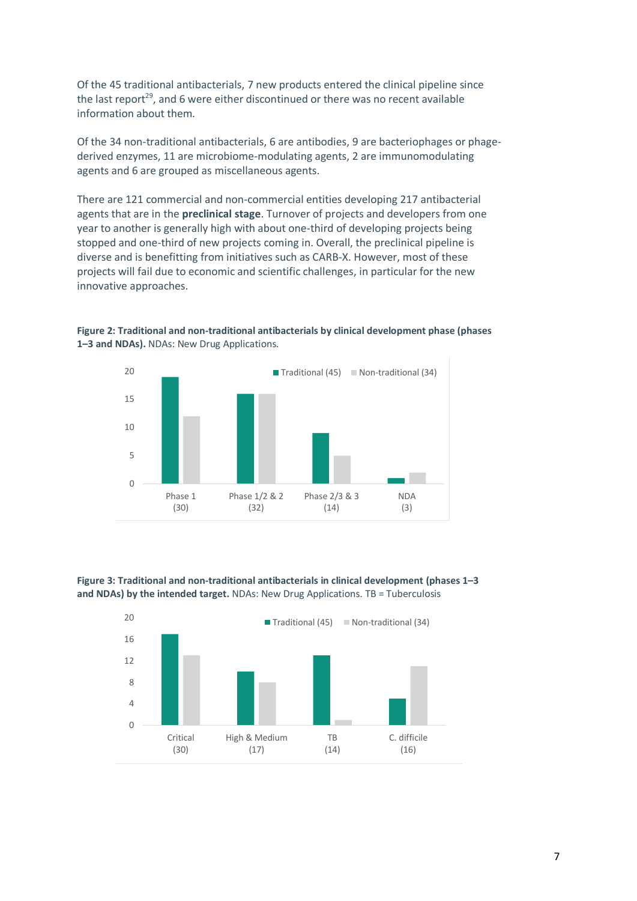Of the 45 traditional antibacterials, 7 new products entered the clinical pipeline since the last report[29], and 6 were either discontinued or there was no recent available information about them.

Of the 34 non-traditional antibacterials, 6 are antibodies, 9 are bacteriophages or phage-derived enzymes, 11 are microbiome-modulating agents, 2 are immunomodulating agents and 6 are grouped as miscellaneous agents.

There are 121 commercial and non-commercial entities developing 217 antibacterial agents that are in the **preclinical stage**. Turnover of projects and developers from one year to another is generally high with about one-third of developing projects being stopped and one-third of new projects coming in. Overall, the preclinical pipeline is diverse and is benefitting from initiatives such as CARB-X. However, most of these projects will fail due to economic and scientific challenges, in particular for the new innovative approaches.

**Figure 2: Traditional and non-traditional antibacterials by clinical development phase (phases 1–3 and NDAs).** NDAs: New Drug Applications.

| | Traditional (45) | Non-traditional (34) |
|---|---|---|
| Phase 1 (30) | 19 | 12 |
| Phase 1/2 & 2 (32) | 16 | 16 |
| Phase 2/3 & 3 (14) | 9 | 5 |
| NDA (3) | 1 | 2 |

**Figure 3: Traditional and non-traditional antibacterials in clinical development (phases 1–3 and NDAs) by the intended target.** NDAs: New Drug Applications. TB = Tuberculosis

| | Traditional (45) | Non-traditional (34) |
|---|---|---|
| Critical (30) | 17 | 13 |
| High & Medium (17) | 10 | 8 |
| TB (14) | 13 | 1 |
| C. difficile (16) | 5 | 11 |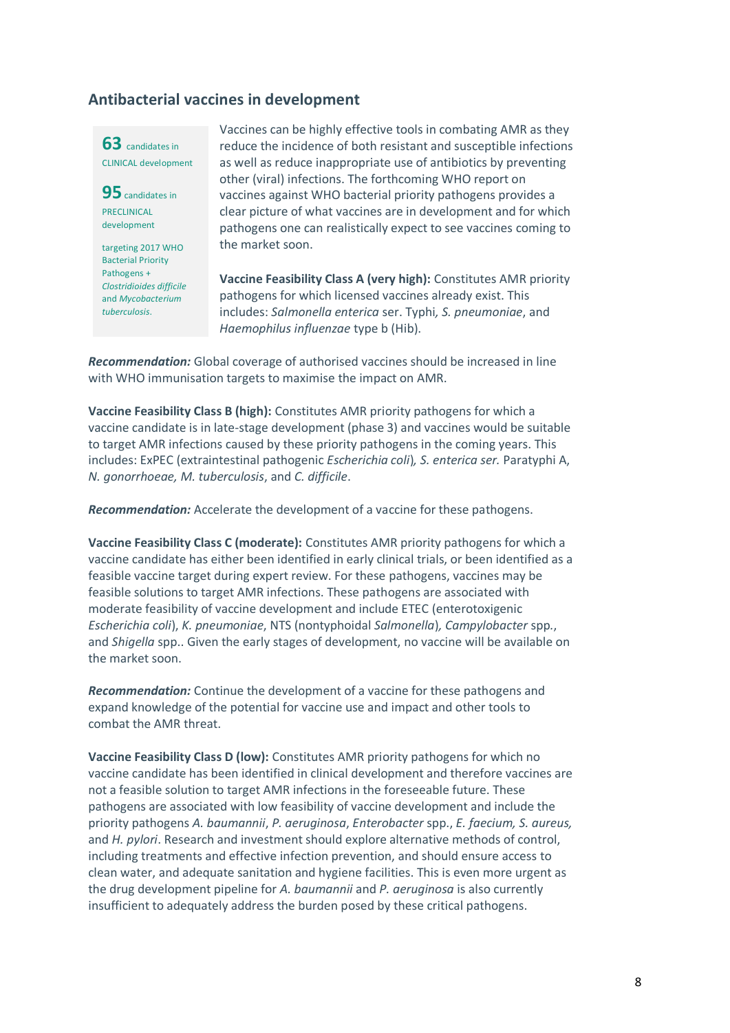## Antibacterial vaccines in development

**63** candidates in CLINICAL development

**95** candidates in PRECLINICAL development

targeting 2017 WHO Bacterial Priority Pathogens + *Clostridioides difficile* and *Mycobacterium tuberculosis.*

Vaccines can be highly effective tools in combating AMR as they reduce the incidence of both resistant and susceptible infections as well as reduce inappropriate use of antibiotics by preventing other (viral) infections. The forthcoming WHO report on vaccines against WHO bacterial priority pathogens provides a clear picture of what vaccines are in development and for which pathogens one can realistically expect to see vaccines coming to the market soon.

**Vaccine Feasibility Class A (very high):** Constitutes AMR priority pathogens for which licensed vaccines already exist. This includes: *Salmonella enterica* ser. Typhi*, S. pneumoniae*, and *Haemophilus influenzae* type b (Hib).

***Recommendation:*** Global coverage of authorised vaccines should be increased in line with WHO immunisation targets to maximise the impact on AMR.

**Vaccine Feasibility Class B (high):** Constitutes AMR priority pathogens for which a vaccine candidate is in late-stage development (phase 3) and vaccines would be suitable to target AMR infections caused by these priority pathogens in the coming years. This includes: ExPEC (extraintestinal pathogenic *Escherichia coli*)*, S. enterica ser.* Paratyphi A, *N. gonorrhoeae, M. tuberculosis*, and *C. difficile*.

***Recommendation:*** Accelerate the development of a vaccine for these pathogens.

**Vaccine Feasibility Class C (moderate):** Constitutes AMR priority pathogens for which a vaccine candidate has either been identified in early clinical trials, or been identified as a feasible vaccine target during expert review. For these pathogens, vaccines may be feasible solutions to target AMR infections. These pathogens are associated with moderate feasibility of vaccine development and include ETEC (enterotoxigenic *Escherichia coli*), *K. pneumoniae*, NTS (nontyphoidal *Salmonella*)*, Campylobacter* spp., and *Shigella* spp.. Given the early stages of development, no vaccine will be available on the market soon.

***Recommendation:*** Continue the development of a vaccine for these pathogens and expand knowledge of the potential for vaccine use and impact and other tools to combat the AMR threat.

**Vaccine Feasibility Class D (low):** Constitutes AMR priority pathogens for which no vaccine candidate has been identified in clinical development and therefore vaccines are not a feasible solution to target AMR infections in the foreseeable future. These pathogens are associated with low feasibility of vaccine development and include the priority pathogens *A. baumannii*, *P. aeruginosa*, *Enterobacter* spp., *E. faecium, S. aureus,* and *H. pylori*. Research and investment should explore alternative methods of control, including treatments and effective infection prevention, and should ensure access to clean water, and adequate sanitation and hygiene facilities. This is even more urgent as the drug development pipeline for *A. baumannii* and *P. aeruginosa* is also currently insufficient to adequately address the burden posed by these critical pathogens.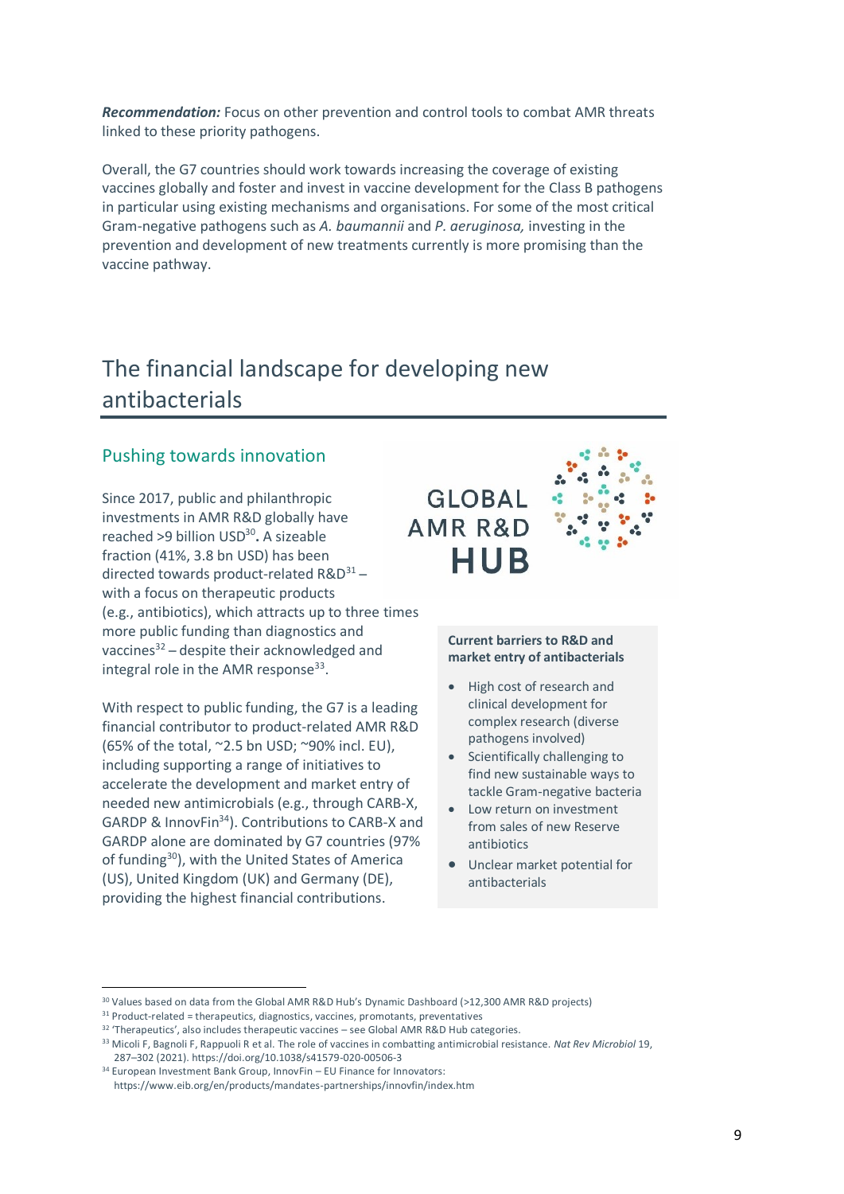***Recommendation:*** Focus on other prevention and control tools to combat AMR threats linked to these priority pathogens.

Overall, the G7 countries should work towards increasing the coverage of existing vaccines globally and foster and invest in vaccine development for the Class B pathogens in particular using existing mechanisms and organisations. For some of the most critical Gram-negative pathogens such as *A. baumannii* and *P. aeruginosa,* investing in the prevention and development of new treatments currently is more promising than the vaccine pathway.

# The financial landscape for developing new antibacterials

## Pushing towards innovation

Since 2017, public and philanthropic investments in AMR R&D globally have reached >9 billion USD[30]**.** A sizeable fraction (41%, 3.8 bn USD) has been directed towards product-related R&D[31] – with a focus on therapeutic products (e.g., antibiotics), which attracts up to three times more public funding than diagnostics and vaccines[32] – despite their acknowledged and integral role in the AMR response[33].

With respect to public funding, the G7 is a leading financial contributor to product-related AMR R&D (65% of the total, ~2.5 bn USD; ~90% incl. EU), including supporting a range of initiatives to accelerate the development and market entry of needed new antimicrobials (e.g., through CARB-X, GARDP & InnovFin[34]). Contributions to CARB-X and GARDP alone are dominated by G7 countries (97% of funding[30]), with the United States of America (US), United Kingdom (UK) and Germany (DE), providing the highest financial contributions.

GLOBAL AMR R&D HUB

**Current barriers to R&D and market entry of antibacterials**

- High cost of research and clinical development for complex research (diverse pathogens involved)
- Scientifically challenging to find new sustainable ways to tackle Gram-negative bacteria
- Low return on investment from sales of new Reserve antibiotics
- Unclear market potential for antibacterials

---

[30] Values based on data from the Global AMR R&D Hub's Dynamic Dashboard (>12,300 AMR R&D projects)

[31] Product-related = therapeutics, diagnostics, vaccines, promotants, preventatives

[32] 'Therapeutics', also includes therapeutic vaccines – see Global AMR R&D Hub categories.

[33] Micoli F, Bagnoli F, Rappuoli R et al. The role of vaccines in combatting antimicrobial resistance. *Nat Rev Microbiol* 19, 287–302 (2021). https://doi.org/10.1038/s41579-020-00506-3

[34] European Investment Bank Group, InnovFin – EU Finance for Innovators: https://www.eib.org/en/products/mandates-partnerships/innovfin/index.htm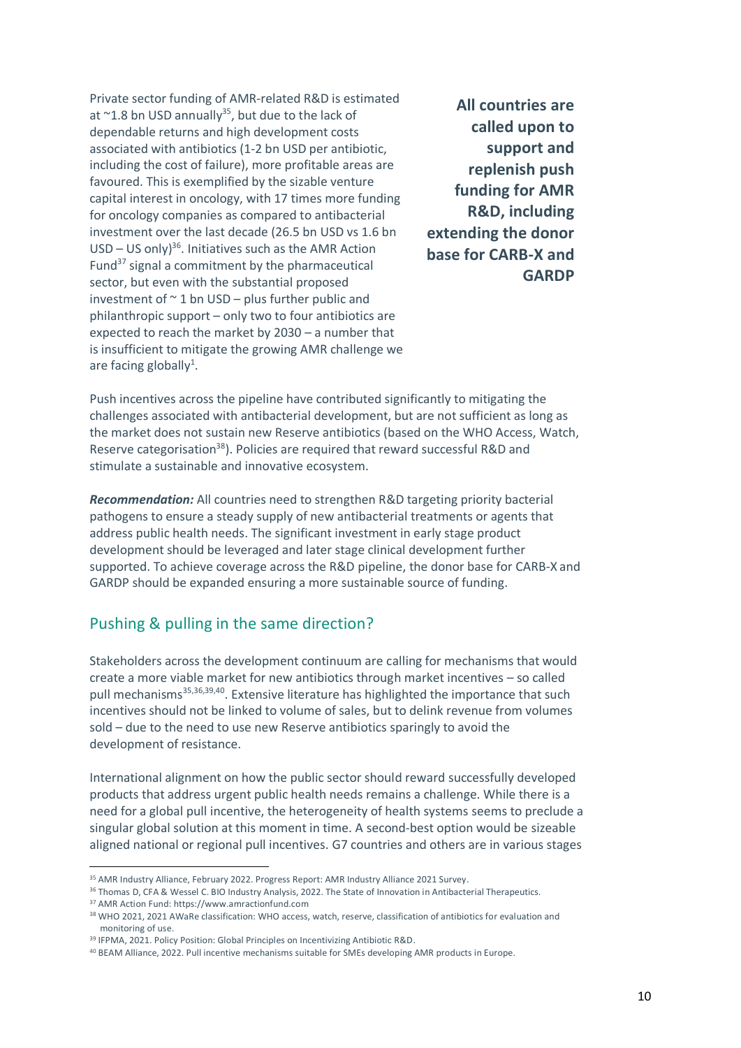Private sector funding of AMR-related R&D is estimated at ~1.8 bn USD annually[35], but due to the lack of dependable returns and high development costs associated with antibiotics (1-2 bn USD per antibiotic, including the cost of failure), more profitable areas are favoured. This is exemplified by the sizable venture capital interest in oncology, with 17 times more funding for oncology companies as compared to antibacterial investment over the last decade (26.5 bn USD vs 1.6 bn USD – US only)[36]. Initiatives such as the AMR Action Fund[37] signal a commitment by the pharmaceutical sector, but even with the substantial proposed investment of ~ 1 bn USD – plus further public and philanthropic support – only two to four antibiotics are expected to reach the market by 2030 – a number that is insufficient to mitigate the growing AMR challenge we are facing globally[1].

**All countries are called upon to support and replenish push funding for AMR R&D, including extending the donor base for CARB-X and GARDP**

Push incentives across the pipeline have contributed significantly to mitigating the challenges associated with antibacterial development, but are not sufficient as long as the market does not sustain new Reserve antibiotics (based on the WHO Access, Watch, Reserve categorisation[38]). Policies are required that reward successful R&D and stimulate a sustainable and innovative ecosystem.

***Recommendation:*** All countries need to strengthen R&D targeting priority bacterial pathogens to ensure a steady supply of new antibacterial treatments or agents that address public health needs. The significant investment in early stage product development should be leveraged and later stage clinical development further supported. To achieve coverage across the R&D pipeline, the donor base for CARB-X and GARDP should be expanded ensuring a more sustainable source of funding.

## Pushing & pulling in the same direction?

Stakeholders across the development continuum are calling for mechanisms that would create a more viable market for new antibiotics through market incentives – so called pull mechanisms[35,36,39,40]. Extensive literature has highlighted the importance that such incentives should not be linked to volume of sales, but to delink revenue from volumes sold – due to the need to use new Reserve antibiotics sparingly to avoid the development of resistance.

International alignment on how the public sector should reward successfully developed products that address urgent public health needs remains a challenge. While there is a need for a global pull incentive, the heterogeneity of health systems seems to preclude a singular global solution at this moment in time. A second-best option would be sizeable aligned national or regional pull incentives. G7 countries and others are in various stages

[35] AMR Industry Alliance, February 2022. Progress Report: AMR Industry Alliance 2021 Survey.

[36] Thomas D, CFA & Wessel C. BIO Industry Analysis, 2022. The State of Innovation in Antibacterial Therapeutics.

[37] AMR Action Fund: https://www.amractionfund.com

[38] WHO 2021, 2021 AWaRe classification: WHO access, watch, reserve, classification of antibiotics for evaluation and monitoring of use.

[39] IFPMA, 2021. Policy Position: Global Principles on Incentivizing Antibiotic R&D.

[40] BEAM Alliance, 2022. Pull incentive mechanisms suitable for SMEs developing AMR products in Europe.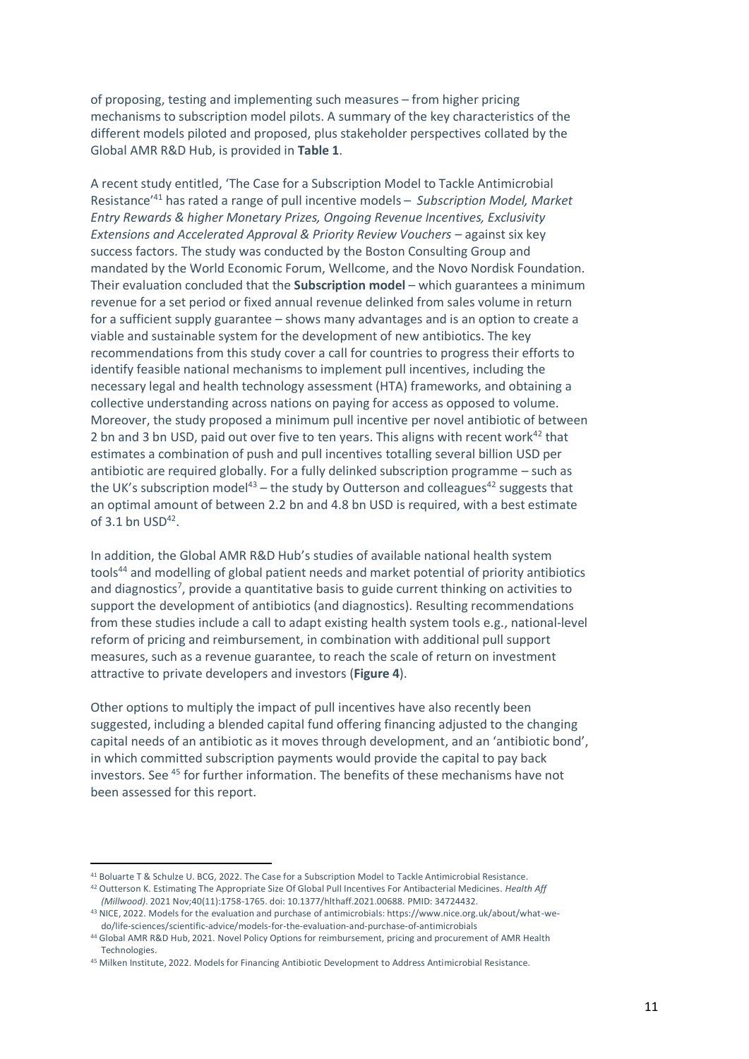of proposing, testing and implementing such measures – from higher pricing mechanisms to subscription model pilots. A summary of the key characteristics of the different models piloted and proposed, plus stakeholder perspectives collated by the Global AMR R&D Hub, is provided in **Table 1**.

A recent study entitled, 'The Case for a Subscription Model to Tackle Antimicrobial Resistance'[41] has rated a range of pull incentive models – *Subscription Model, Market Entry Rewards & higher Monetary Prizes, Ongoing Revenue Incentives, Exclusivity Extensions and Accelerated Approval & Priority Review Vouchers* – against six key success factors. The study was conducted by the Boston Consulting Group and mandated by the World Economic Forum, Wellcome, and the Novo Nordisk Foundation. Their evaluation concluded that the **Subscription model** – which guarantees a minimum revenue for a set period or fixed annual revenue delinked from sales volume in return for a sufficient supply guarantee – shows many advantages and is an option to create a viable and sustainable system for the development of new antibiotics. The key recommendations from this study cover a call for countries to progress their efforts to identify feasible national mechanisms to implement pull incentives, including the necessary legal and health technology assessment (HTA) frameworks, and obtaining a collective understanding across nations on paying for access as opposed to volume. Moreover, the study proposed a minimum pull incentive per novel antibiotic of between 2 bn and 3 bn USD, paid out over five to ten years. This aligns with recent work[42] that estimates a combination of push and pull incentives totalling several billion USD per antibiotic are required globally. For a fully delinked subscription programme – such as the UK's subscription model[43] – the study by Outterson and colleagues[42] suggests that an optimal amount of between 2.2 bn and 4.8 bn USD is required, with a best estimate of 3.1 bn USD[42].

In addition, the Global AMR R&D Hub's studies of available national health system tools[44] and modelling of global patient needs and market potential of priority antibiotics and diagnostics[7], provide a quantitative basis to guide current thinking on activities to support the development of antibiotics (and diagnostics). Resulting recommendations from these studies include a call to adapt existing health system tools e.g., national-level reform of pricing and reimbursement, in combination with additional pull support measures, such as a revenue guarantee, to reach the scale of return on investment attractive to private developers and investors (**Figure 4**).

Other options to multiply the impact of pull incentives have also recently been suggested, including a blended capital fund offering financing adjusted to the changing capital needs of an antibiotic as it moves through development, and an 'antibiotic bond', in which committed subscription payments would provide the capital to pay back investors. See [45] for further information. The benefits of these mechanisms have not been assessed for this report.

---

[41] Boluarte T & Schulze U. BCG, 2022. The Case for a Subscription Model to Tackle Antimicrobial Resistance.

[42] Outterson K. Estimating The Appropriate Size Of Global Pull Incentives For Antibacterial Medicines. *Health Aff (Millwood)*. 2021 Nov;40(11):1758-1765. doi: 10.1377/hlthaff.2021.00688. PMID: 34724432.

[43] NICE, 2022. Models for the evaluation and purchase of antimicrobials: https://www.nice.org.uk/about/what-we-do/life-sciences/scientific-advice/models-for-the-evaluation-and-purchase-of-antimicrobials

[44] Global AMR R&D Hub, 2021. Novel Policy Options for reimbursement, pricing and procurement of AMR Health Technologies.

[45] Milken Institute, 2022. Models for Financing Antibiotic Development to Address Antimicrobial Resistance.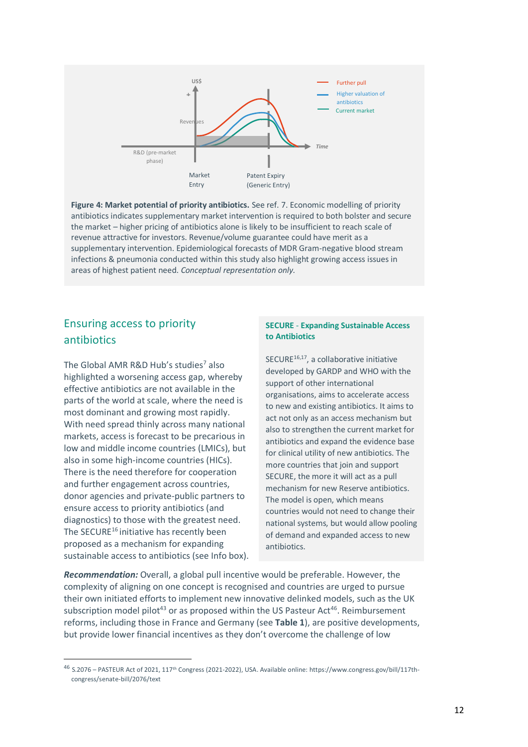US$

\+

Revenues

R&D (pre-market phase)

Market Entry

Patent Expiry (Generic Entry)

Time

Further pull

Higher valuation of antibiotics

Current market

**Figure 4: Market potential of priority antibiotics.** See ref. 7. Economic modelling of priority antibiotics indicates supplementary market intervention is required to both bolster and secure the market – higher pricing of antibiotics alone is likely to be insufficient to reach scale of revenue attractive for investors. Revenue/volume guarantee could have merit as a supplementary intervention. Epidemiological forecasts of MDR Gram-negative blood stream infections & pneumonia conducted within this study also highlight growing access issues in areas of highest patient need. *Conceptual representation only.*

## Ensuring access to priority antibiotics

The Global AMR R&D Hub's studies[7] also highlighted a worsening access gap, whereby effective antibiotics are not available in the parts of the world at scale, where the need is most dominant and growing most rapidly. With need spread thinly across many national markets, access is forecast to be precarious in low and middle income countries (LMICs), but also in some high-income countries (HICs). There is the need therefore for cooperation and further engagement across countries, donor agencies and private-public partners to ensure access to priority antibiotics (and diagnostics) to those with the greatest need. The SECURE[16] initiative has recently been proposed as a mechanism for expanding sustainable access to antibiotics (see Info box).

**SECURE - Expanding Sustainable Access to Antibiotics**

SECURE[16,17], a collaborative initiative developed by GARDP and WHO with the support of other international organisations, aims to accelerate access to new and existing antibiotics. It aims to act not only as an access mechanism but also to strengthen the current market for antibiotics and expand the evidence base for clinical utility of new antibiotics. The more countries that join and support SECURE, the more it will act as a pull mechanism for new Reserve antibiotics. The model is open, which means countries would not need to change their national systems, but would allow pooling of demand and expanded access to new antibiotics.

***Recommendation:*** Overall, a global pull incentive would be preferable. However, the complexity of aligning on one concept is recognised and countries are urged to pursue their own initiated efforts to implement new innovative delinked models, such as the UK subscription model pilot[43] or as proposed within the US Pasteur Act[46]. Reimbursement reforms, including those in France and Germany (see **Table 1**), are positive developments, but provide lower financial incentives as they don't overcome the challenge of low

---

[46] S.2076 – PASTEUR Act of 2021, 117th Congress (2021-2022), USA. Available online: https://www.congress.gov/bill/117th-congress/senate-bill/2076/text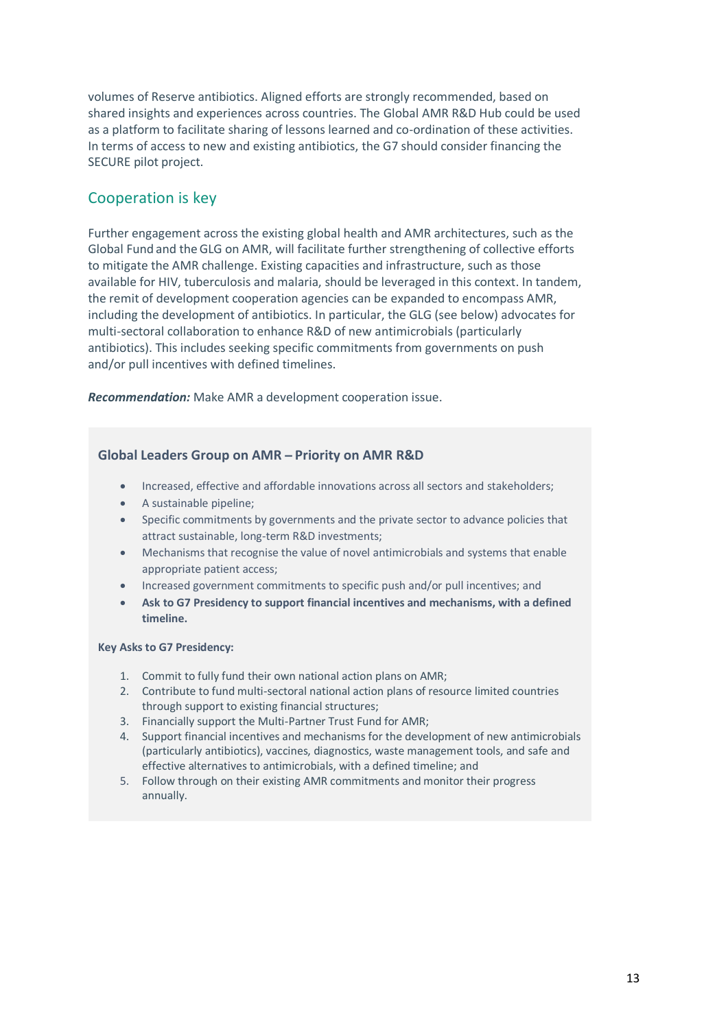volumes of Reserve antibiotics. Aligned efforts are strongly recommended, based on shared insights and experiences across countries. The Global AMR R&D Hub could be used as a platform to facilitate sharing of lessons learned and co-ordination of these activities. In terms of access to new and existing antibiotics, the G7 should consider financing the SECURE pilot project.

## Cooperation is key

Further engagement across the existing global health and AMR architectures, such as the Global Fund and the GLG on AMR, will facilitate further strengthening of collective efforts to mitigate the AMR challenge. Existing capacities and infrastructure, such as those available for HIV, tuberculosis and malaria, should be leveraged in this context. In tandem, the remit of development cooperation agencies can be expanded to encompass AMR, including the development of antibiotics. In particular, the GLG (see below) advocates for multi-sectoral collaboration to enhance R&D of new antimicrobials (particularly antibiotics). This includes seeking specific commitments from governments on push and/or pull incentives with defined timelines.

***Recommendation:*** Make AMR a development cooperation issue.

### Global Leaders Group on AMR – Priority on AMR R&D

- Increased, effective and affordable innovations across all sectors and stakeholders;
- A sustainable pipeline;
- Specific commitments by governments and the private sector to advance policies that attract sustainable, long-term R&D investments;
- Mechanisms that recognise the value of novel antimicrobials and systems that enable appropriate patient access;
- Increased government commitments to specific push and/or pull incentives; and
- **Ask to G7 Presidency to support financial incentives and mechanisms, with a defined timeline.**

**Key Asks to G7 Presidency:**

1. Commit to fully fund their own national action plans on AMR;
2. Contribute to fund multi-sectoral national action plans of resource limited countries through support to existing financial structures;
3. Financially support the Multi-Partner Trust Fund for AMR;
4. Support financial incentives and mechanisms for the development of new antimicrobials (particularly antibiotics), vaccines, diagnostics, waste management tools, and safe and effective alternatives to antimicrobials, with a defined timeline; and
5. Follow through on their existing AMR commitments and monitor their progress annually.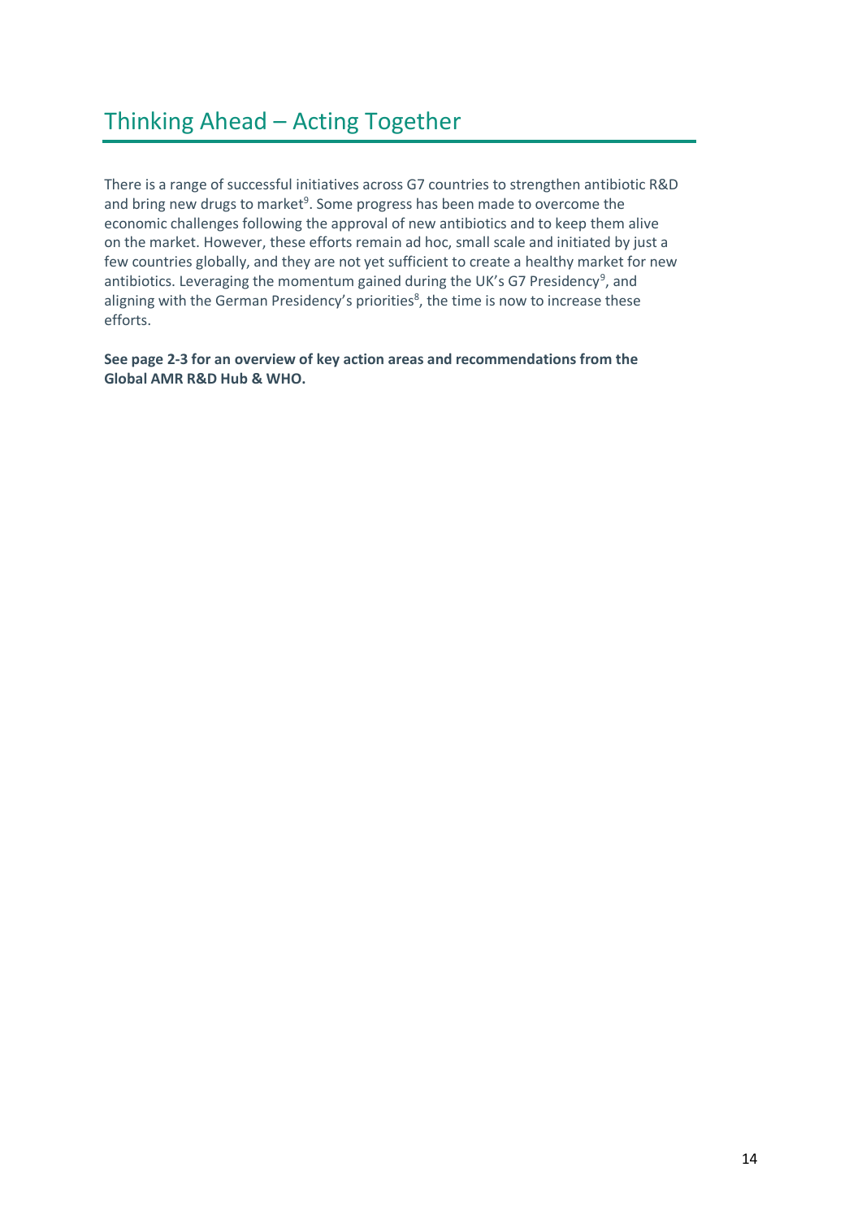## Thinking Ahead – Acting Together

There is a range of successful initiatives across G7 countries to strengthen antibiotic R&D and bring new drugs to market[9]. Some progress has been made to overcome the economic challenges following the approval of new antibiotics and to keep them alive on the market. However, these efforts remain ad hoc, small scale and initiated by just a few countries globally, and they are not yet sufficient to create a healthy market for new antibiotics. Leveraging the momentum gained during the UK's G7 Presidency[9], and aligning with the German Presidency's priorities[8], the time is now to increase these efforts.

**See page 2-3 for an overview of key action areas and recommendations from the Global AMR R&D Hub & WHO.**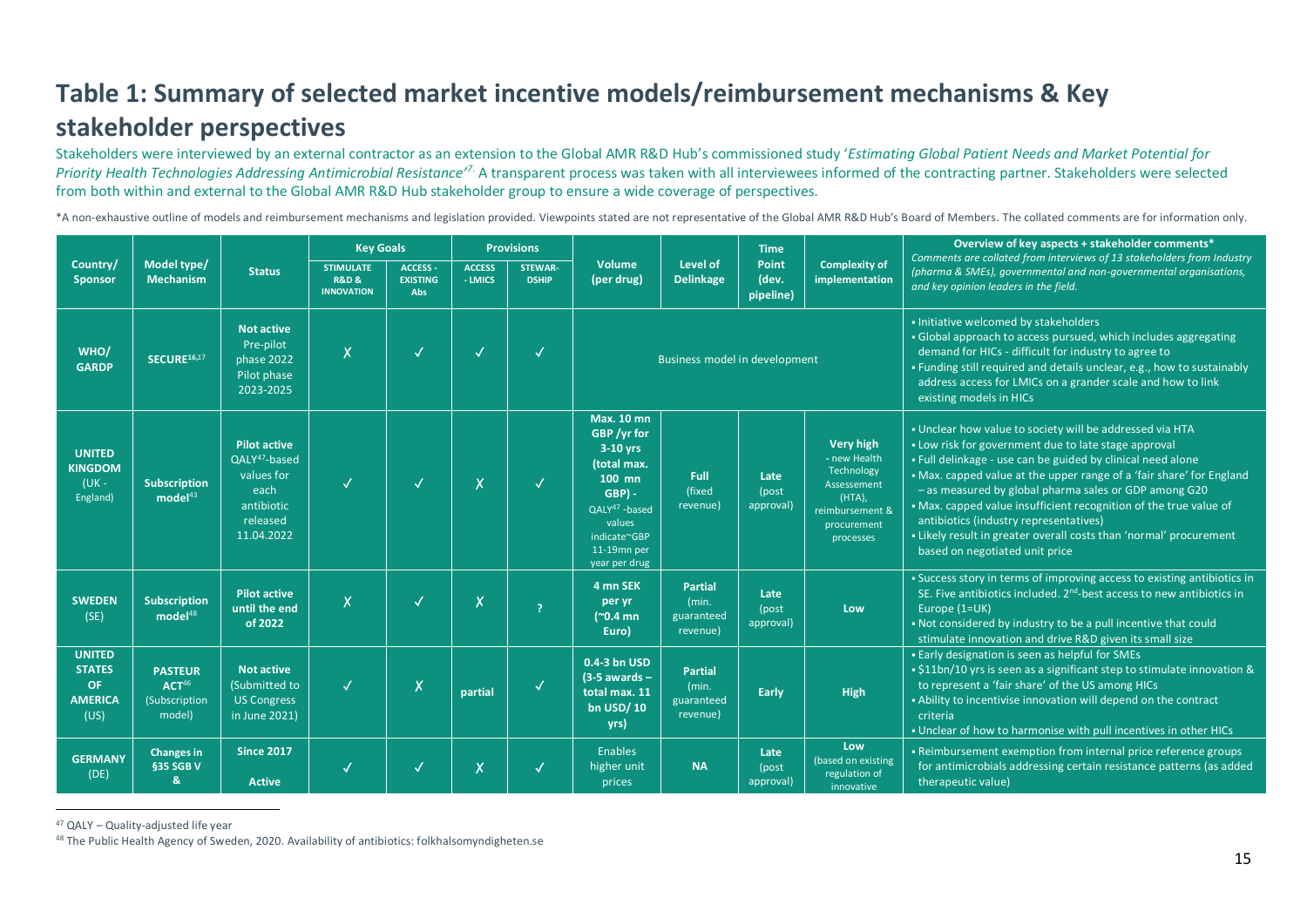# Table 1: Summary of selected market incentive models/reimbursement mechanisms & Key stakeholder perspectives

Stakeholders were interviewed by an external contractor as an extension to the Global AMR R&D Hub's commissioned study '*Estimating Global Patient Needs and Market Potential for Priority Health Technologies Addressing Antimicrobial Resistance*'[7]. A transparent process was taken with all interviewees informed of the contracting partner. Stakeholders were selected from both within and external to the Global AMR R&D Hub stakeholder group to ensure a wide coverage of perspectives.

*A non-exhaustive outline of models and reimbursement mechanisms and legislation provided. Viewpoints stated are not representative of the Global AMR R&D Hub's Board of Members. The collated comments are for information only.

| Country/ Sponsor | Model type/ Mechanism | Status | Key Goals | | Provisions | | Volume (per drug) | Level of Delinkage | Time Point (dev. pipeline) | Complexity of implementation | Overview of key aspects + stakeholder comments* *Comments are collated from interviews of 13 stakeholders from Industry (pharma & SMEs), governmental and non-governmental organisations, and key opinion leaders in the field.* |
|---|---|---|---|---|---|---|---|---|---|---|---|
| | | | STIMULATE R&D & INNOVATION | ACCESS - EXISTING Abs | ACCESS - LMICS | STEWAR-DSHIP | | | | | |
| **WHO/ GARDP** | **SECURE**[16,17] | **Not active** Pre-pilot phase 2022 Pilot phase 2023-2025 | ✗ | ✓ | ✓ | ✓ | Business model in development | | | | ▪ Initiative welcomed by stakeholders<br>▪ Global approach to access pursued, which includes aggregating demand for HICs - difficult for industry to agree to<br>▪ Funding still required and details unclear, e.g., how to sustainably address access for LMICs on a grander scale and how to link existing models in HICs |
| **UNITED KINGDOM** (UK - England) | **Subscription model**[43] | **Pilot active** QALY[47]-based values for each antibiotic released 11.04.2022 | ✓ | ✓ | ✗ | ✓ | **Max. 10 mn GBP /yr for 3-10 yrs (total max. 100 mn GBP)** - QALY[47] -based values indicate~GBP 11-19mn per year per drug | **Full** (fixed revenue) | **Late** (post approval) | **Very high** - new Health Technology Assessement (HTA), reimbursement & procurement processes | ▪ Unclear how value to society will be addressed via HTA<br>▪ Low risk for government due to late stage approval<br>▪ Full delinkage - use can be guided by clinical need alone<br>▪ Max. capped value at the upper range of a 'fair share' for England – as measured by global pharma sales or GDP among G20<br>▪ Max. capped value insufficient recognition of the true value of antibiotics (industry representatives)<br>▪ Likely result in greater overall costs than 'normal' procurement based on negotiated unit price |
| **SWEDEN** (SE) | **Subscription model**[48] | **Pilot active until the end of 2022** | ✗ | ✓ | ✗ | ? | **4 mn SEK per yr (~0.4 mn Euro)** | **Partial** (min. guaranteed revenue) | **Late** (post approval) | **Low** | ▪ Success story in terms of improving access to existing antibiotics in SE. Five antibiotics included. 2nd-best access to new antibiotics in Europe (1=UK)<br>▪ Not considered by industry to be a pull incentive that could stimulate innovation and drive R&D given its small size |
| **UNITED STATES OF AMERICA** (US) | **PASTEUR ACT**[46] (Subscription model) | **Not active** (Submitted to US Congress in June 2021) | ✓ | ✗ | partial | ✓ | **0.4-3 bn USD (3-5 awards – total max. 11 bn USD/ 10 yrs)** | **Partial** (min. guaranteed revenue) | **Early** | **High** | ▪ Early designation is seen as helpful for SMEs<br>▪ $11bn/10 yrs is seen as a significant step to stimulate innovation & to represent a 'fair share' of the US among HICs<br>▪ Ability to incentivise innovation will depend on the contract criteria<br>▪ Unclear of how to harmonise with pull incentives in other HICs |
| **GERMANY** (DE) | **Changes in §35 SGB V &** | **Since 2017** **Active** | ✓ | ✓ | ✗ | ✓ | Enables higher unit prices | **NA** | **Late** (post approval) | **Low** (based on existing regulation of innovative | ▪ Reimbursement exemption from internal price reference groups for antimicrobials addressing certain resistance patterns (as added therapeutic value) |

[47] QALY – Quality-adjusted life year

[48] The Public Health Agency of Sweden, 2020. Availability of antibiotics: folkhalsomyndigheten.se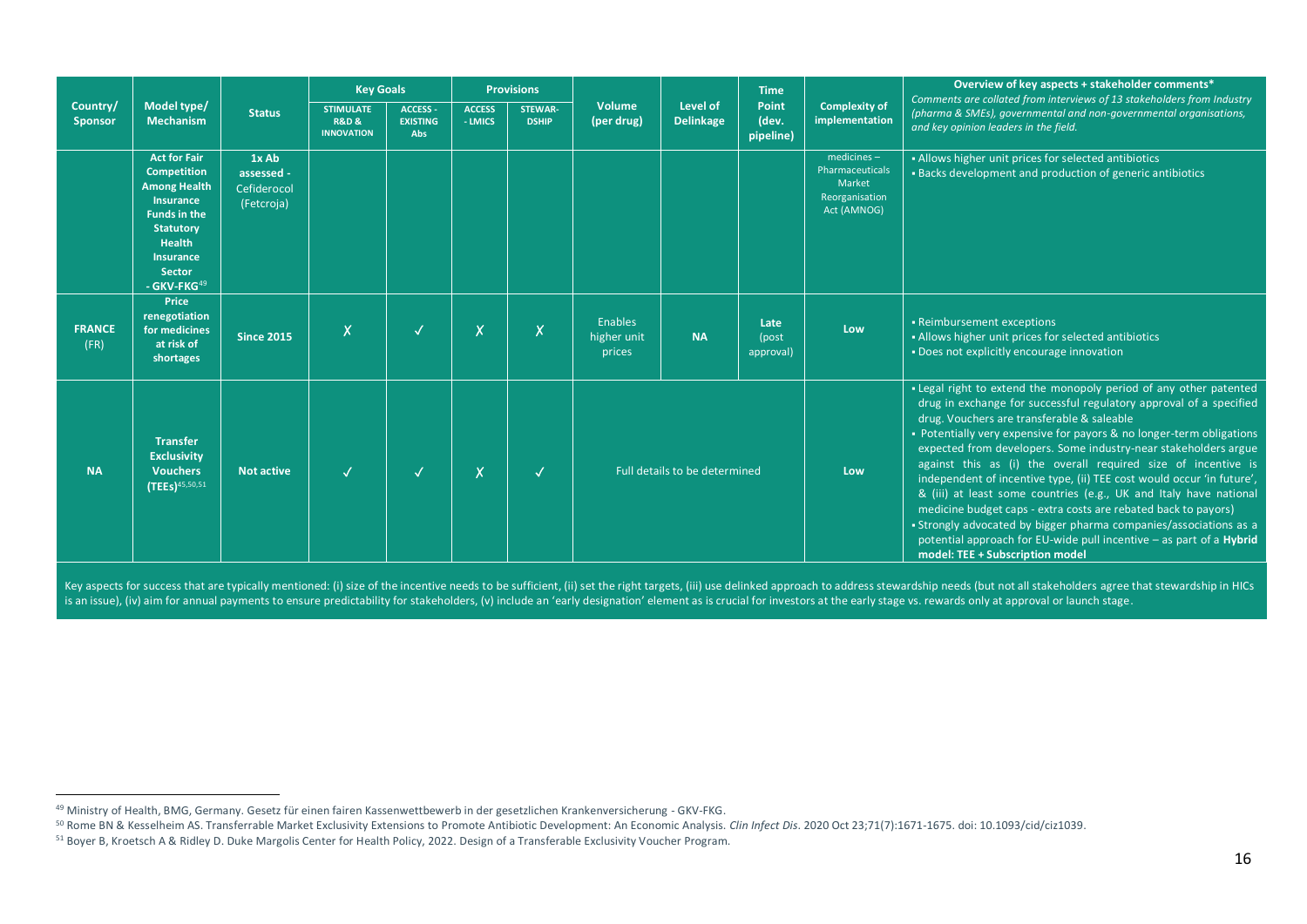| Country/ Sponsor | Model type/ Mechanism | Status | Key Goals | | Provisions | | Volume (per drug) | Level of Delinkage | Time Point (dev. pipeline) | Complexity of implementation | Overview of key aspects + stakeholder comments* *Comments are collated from interviews of 13 stakeholders from Industry (pharma & SMEs), governmental and non-governmental organisations, and key opinion leaders in the field.* |
|---|---|---|---|---|---|---|---|---|---|---|---|
| | | | STIMULATE R&D & INNOVATION | ACCESS - EXISTING Abs | ACCESS - LMICS | STEWAR-DSHIP | | | | | |
| | **Act for Fair Competition Among Health Insurance Funds in the Statutory Health Insurance Sector - GKV-FKG**[49] | **1x Ab assessed** - Cefiderocol (Fetcroja) | | | | | | | | medicines – Pharmaceuticals Market Reorganisation Act (AMNOG) | ▪ Allows higher unit prices for selected antibiotics ▪ Backs development and production of generic antibiotics |
| **FRANCE** (FR) | **Price renegotiation for medicines at risk of shortages** | **Since 2015** | ✗ | ✓ | ✗ | ✗ | Enables higher unit prices | **NA** | **Late** (post approval) | **Low** | ▪ Reimbursement exceptions ▪ Allows higher unit prices for selected antibiotics ▪ Does not explicitly encourage innovation |
| **NA** | **Transfer Exclusivity Vouchers (TEEs)**[45,50,51] | **Not active** | ✓ | ✓ | ✗ | ✓ | Full details to be determined | | | **Low** | ▪ Legal right to extend the monopoly period of any other patented drug in exchange for successful regulatory approval of a specified drug. Vouchers are transferable & saleable ▪ Potentially very expensive for payors & no longer-term obligations expected from developers. Some industry-near stakeholders argue against this as (i) the overall required size of incentive is independent of incentive type, (ii) TEE cost would occur 'in future', & (iii) at least some countries (e.g., UK and Italy have national medicine budget caps - extra costs are rebated back to payors) ▪ Strongly advocated by bigger pharma companies/associations as a potential approach for EU-wide pull incentive – as part of a **Hybrid model: TEE + Subscription model** |

Key aspects for success that are typically mentioned: (i) size of the incentive needs to be sufficient, (ii) set the right targets, (iii) use delinked approach to address stewardship needs (but not all stakeholders agree that stewardship in HICs is an issue), (iv) aim for annual payments to ensure predictability for stakeholders, (v) include an 'early designation' element as is crucial for investors at the early stage vs. rewards only at approval or launch stage.

[49] Ministry of Health, BMG, Germany. Gesetz für einen fairen Kassenwettbewerb in der gesetzlichen Krankenversicherung - GKV-FKG.

[50] Rome BN & Kesselheim AS. Transferrable Market Exclusivity Extensions to Promote Antibiotic Development: An Economic Analysis. *Clin Infect Dis*. 2020 Oct 23;71(7):1671-1675. doi: 10.1093/cid/ciz1039.

[51] Boyer B, Kroetsch A & Ridley D. Duke Margolis Center for Health Policy, 2022. Design of a Transferable Exclusivity Voucher Program.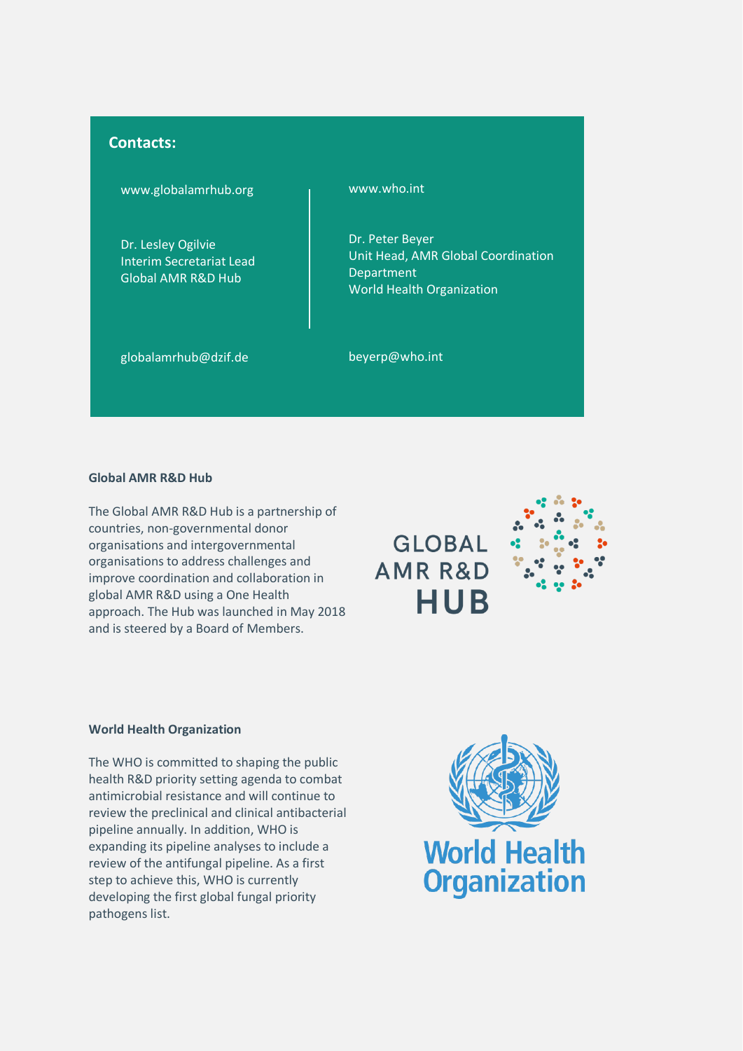## Contacts:

www.globalamrhub.org

Dr. Lesley Ogilvie
Interim Secretariat Lead
Global AMR R&D Hub

globalamrhub@dzif.de

www.who.int

Dr. Peter Beyer
Unit Head, AMR Global Coordination Department
World Health Organization

beyerp@who.int

**Global AMR R&D Hub**

The Global AMR R&D Hub is a partnership of countries, non-governmental donor organisations and intergovernmental organisations to address challenges and improve coordination and collaboration in global AMR R&D using a One Health approach. The Hub was launched in May 2018 and is steered by a Board of Members.

GLOBAL AMR R&D HUB

**World Health Organization**

The WHO is committed to shaping the public health R&D priority setting agenda to combat antimicrobial resistance and will continue to review the preclinical and clinical antibacterial pipeline annually. In addition, WHO is expanding its pipeline analyses to include a review of the antifungal pipeline. As a first step to achieve this, WHO is currently developing the first global fungal priority pathogens list.

World Health Organization